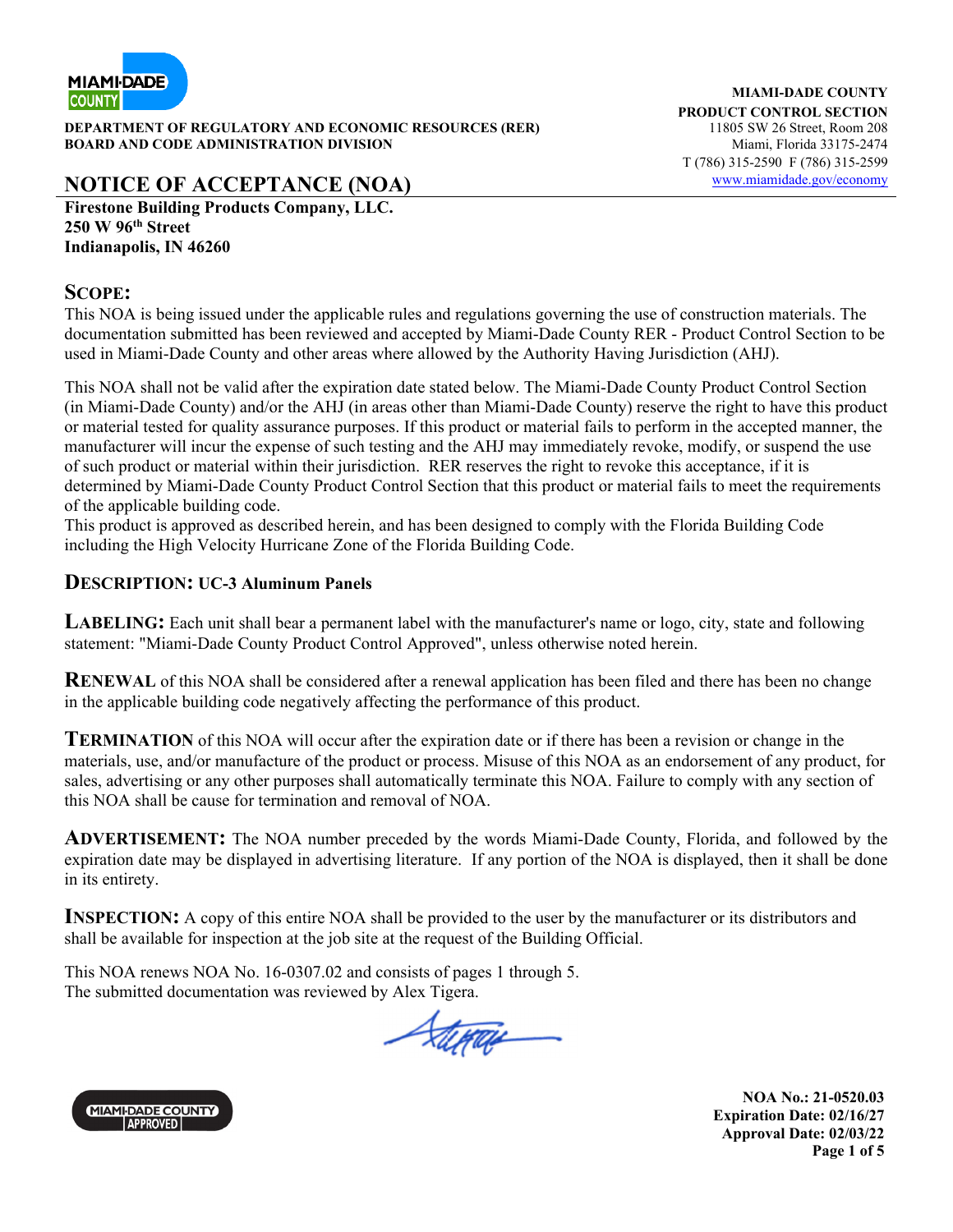**DEPARTMENT OF REGULATORY AND ECONOMIC RESOURCES (RER)**
**BOARD AND CODE ADMINISTRATION DIVISION**

**MIAMI-DADE COUNTY**
**PRODUCT CONTROL SECTION**
11805 SW 26 Street, Room 208
Miami, Florida 33175-2474
T (786) 315-2590 F (786) 315-2599
www.miamidade.gov/economy

# NOTICE OF ACCEPTANCE (NOA)

**Firestone Building Products Company, LLC.**
**250 W 96th Street**
**Indianapolis, IN 46260**

## SCOPE:

This NOA is being issued under the applicable rules and regulations governing the use of construction materials. The documentation submitted has been reviewed and accepted by Miami-Dade County RER - Product Control Section to be used in Miami-Dade County and other areas where allowed by the Authority Having Jurisdiction (AHJ).

This NOA shall not be valid after the expiration date stated below. The Miami-Dade County Product Control Section (in Miami-Dade County) and/or the AHJ (in areas other than Miami-Dade County) reserve the right to have this product or material tested for quality assurance purposes. If this product or material fails to perform in the accepted manner, the manufacturer will incur the expense of such testing and the AHJ may immediately revoke, modify, or suspend the use of such product or material within their jurisdiction. RER reserves the right to revoke this acceptance, if it is determined by Miami-Dade County Product Control Section that this product or material fails to meet the requirements of the applicable building code.
This product is approved as described herein, and has been designed to comply with the Florida Building Code including the High Velocity Hurricane Zone of the Florida Building Code.

## DESCRIPTION: UC-3 Aluminum Panels

**LABELING:** Each unit shall bear a permanent label with the manufacturer's name or logo, city, state and following statement: "Miami-Dade County Product Control Approved", unless otherwise noted herein.

**RENEWAL** of this NOA shall be considered after a renewal application has been filed and there has been no change in the applicable building code negatively affecting the performance of this product.

**TERMINATION** of this NOA will occur after the expiration date or if there has been a revision or change in the materials, use, and/or manufacture of the product or process. Misuse of this NOA as an endorsement of any product, for sales, advertising or any other purposes shall automatically terminate this NOA. Failure to comply with any section of this NOA shall be cause for termination and removal of NOA.

**ADVERTISEMENT:** The NOA number preceded by the words Miami-Dade County, Florida, and followed by the expiration date may be displayed in advertising literature. If any portion of the NOA is displayed, then it shall be done in its entirety.

**INSPECTION:** A copy of this entire NOA shall be provided to the user by the manufacturer or its distributors and shall be available for inspection at the job site at the request of the Building Official.

This NOA renews NOA No. 16-0307.02 and consists of pages 1 through 5.
The submitted documentation was reviewed by Alex Tigera.

**NOA No.: 21-0520.03**
**Expiration Date: 02/16/27**
**Approval Date: 02/03/22**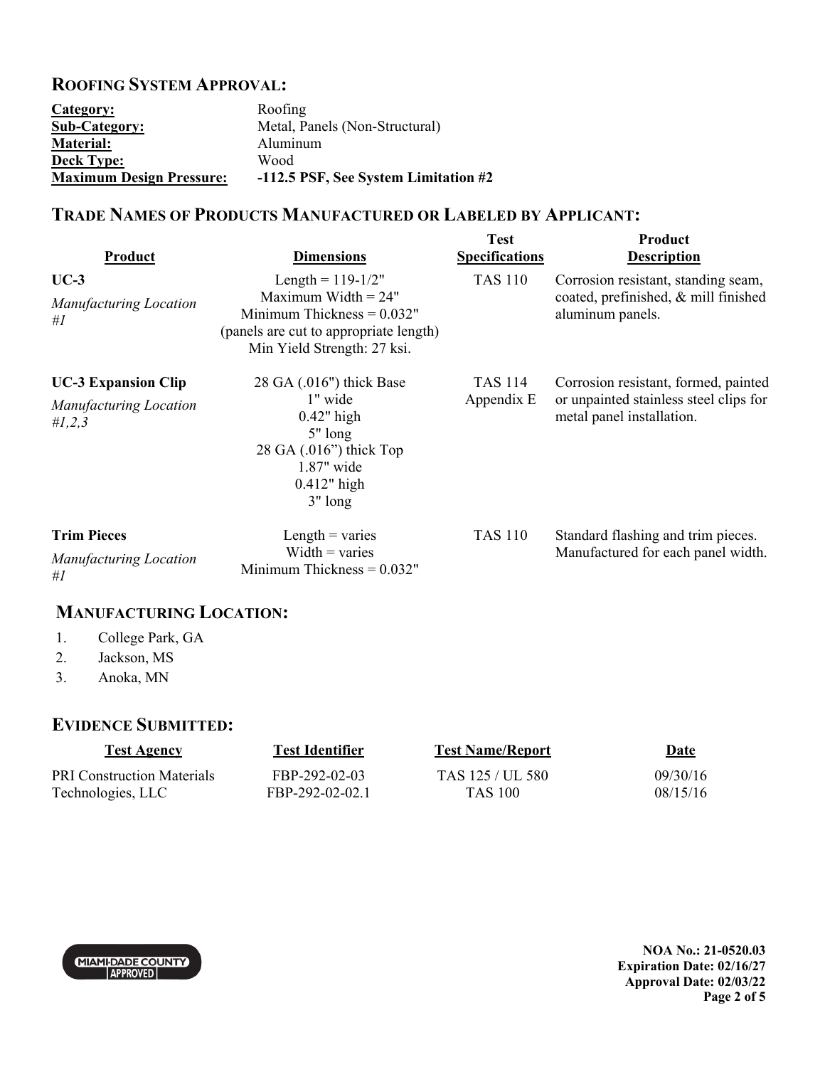## ROOFING SYSTEM APPROVAL:

| | |
|---|---|
| **Category:** | Roofing |
| **Sub-Category:** | Metal, Panels (Non-Structural) |
| **Material:** | Aluminum |
| **Deck Type:** | Wood |
| **Maximum Design Pressure:** | **-112.5 PSF, See System Limitation #2** |

## TRADE NAMES OF PRODUCTS MANUFACTURED OR LABELED BY APPLICANT:

| Product | Dimensions | Test Specifications | Product Description |
|---|---|---|---|
| **UC-3**<br>*Manufacturing Location #1* | Length = 119-1/2"<br>Maximum Width = 24"<br>Minimum Thickness = 0.032"<br>(panels are cut to appropriate length)<br>Min Yield Strength: 27 ksi. | TAS 110 | Corrosion resistant, standing seam, coated, prefinished, & mill finished aluminum panels. |
| **UC-3 Expansion Clip**<br>*Manufacturing Location #1,2,3* | 28 GA (.016") thick Base<br>1" wide<br>0.42" high<br>5" long<br>28 GA (.016") thick Top<br>1.87" wide<br>0.412" high<br>3" long | TAS 114 Appendix E | Corrosion resistant, formed, painted or unpainted stainless steel clips for metal panel installation. |
| **Trim Pieces**<br>*Manufacturing Location #1* | Length = varies<br>Width = varies<br>Minimum Thickness = 0.032" | TAS 110 | Standard flashing and trim pieces. Manufactured for each panel width. |

## MANUFACTURING LOCATION:

1. College Park, GA
2. Jackson, MS
3. Anoka, MN

## EVIDENCE SUBMITTED:

| Test Agency | Test Identifier | Test Name/Report | Date |
|---|---|---|---|
| PRI Construction Materials Technologies, LLC | FBP-292-02-03 | TAS 125 / UL 580 | 09/30/16 |
| | FBP-292-02-02.1 | TAS 100 | 08/15/16 |

**NOA No.: 21-0520.03**
**Expiration Date: 02/16/27**
**Approval Date: 02/03/22**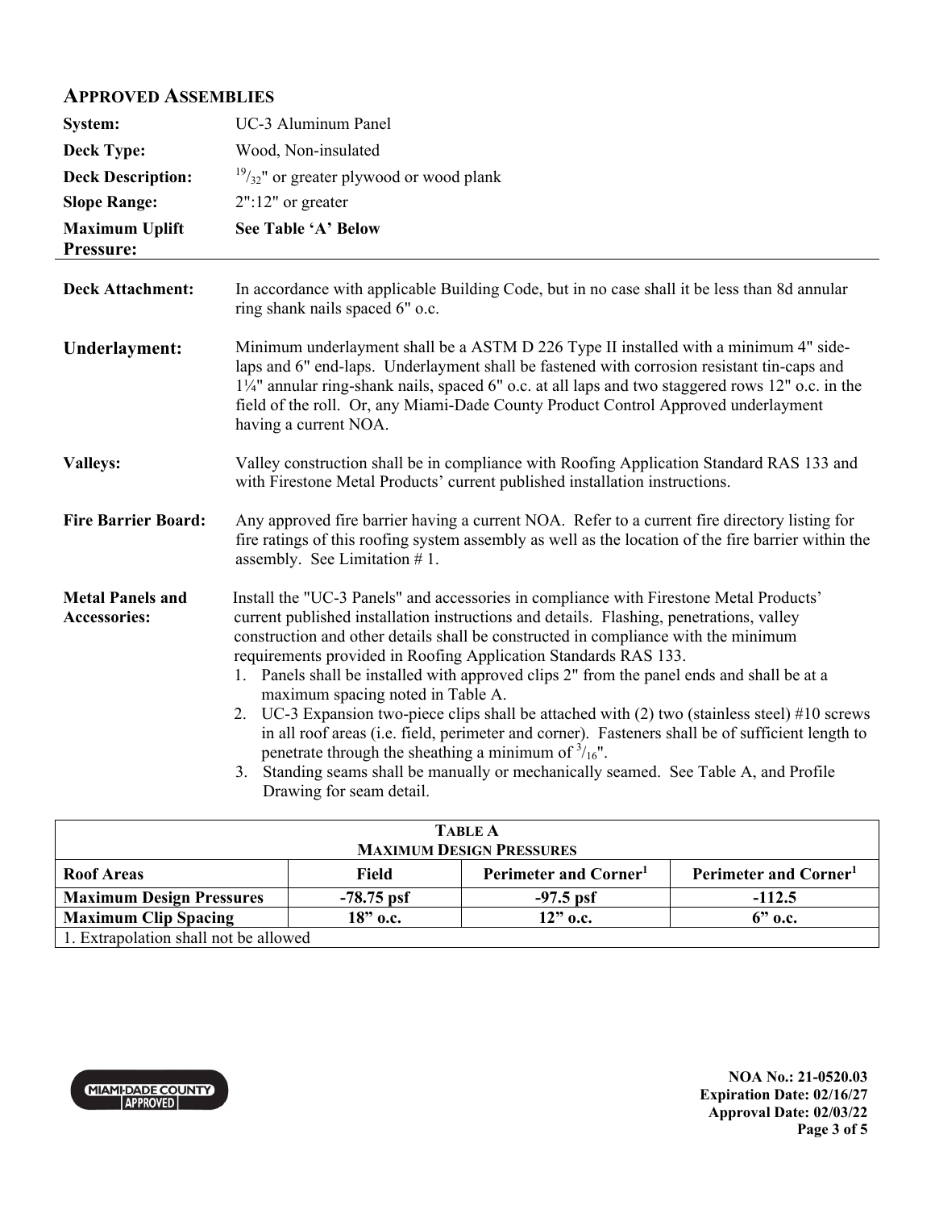## APPROVED ASSEMBLIES

| | |
|---|---|
| **System:** | UC-3 Aluminum Panel |
| **Deck Type:** | Wood, Non-insulated |
| **Deck Description:** | $^{19}/_{32}$" or greater plywood or wood plank |
| **Slope Range:** | 2":12" or greater |
| **Maximum Uplift Pressure:** | **See Table 'A' Below** |

**Deck Attachment:** In accordance with applicable Building Code, but in no case shall it be less than 8d annular ring shank nails spaced 6" o.c.

**Underlayment:** Minimum underlayment shall be a ASTM D 226 Type II installed with a minimum 4" side-laps and 6" end-laps. Underlayment shall be fastened with corrosion resistant tin-caps and 1¼" annular ring-shank nails, spaced 6" o.c. at all laps and two staggered rows 12" o.c. in the field of the roll. Or, any Miami-Dade County Product Control Approved underlayment having a current NOA.

**Valleys:** Valley construction shall be in compliance with Roofing Application Standard RAS 133 and with Firestone Metal Products' current published installation instructions.

**Fire Barrier Board:** Any approved fire barrier having a current NOA. Refer to a current fire directory listing for fire ratings of this roofing system assembly as well as the location of the fire barrier within the assembly. See Limitation # 1.

**Metal Panels and Accessories:** Install the "UC-3 Panels" and accessories in compliance with Firestone Metal Products' current published installation instructions and details. Flashing, penetrations, valley construction and other details shall be constructed in compliance with the minimum requirements provided in Roofing Application Standards RAS 133.

1. Panels shall be installed with approved clips 2" from the panel ends and shall be at a maximum spacing noted in Table A.
2. UC-3 Expansion two-piece clips shall be attached with (2) two (stainless steel) #10 screws in all roof areas (i.e. field, perimeter and corner). Fasteners shall be of sufficient length to penetrate through the sheathing a minimum of $^{3}/_{16}$".
3. Standing seams shall be manually or mechanically seamed. See Table A, and Profile Drawing for seam detail.

| **TABLE A**<br>**MAXIMUM DESIGN PRESSURES** | | | |
|---|---|---|---|
| **Roof Areas** | **Field** | **Perimeter and Corner[1]** | **Perimeter and Corner[1]** |
| **Maximum Design Pressures** | **-78.75 psf** | **-97.5 psf** | **-112.5** |
| **Maximum Clip Spacing** | **18" o.c.** | **12" o.c.** | **6" o.c.** |
| 1. Extrapolation shall not be allowed | | | |

**NOA No.: 21-0520.03**
**Expiration Date: 02/16/27**
**Approval Date: 02/03/22**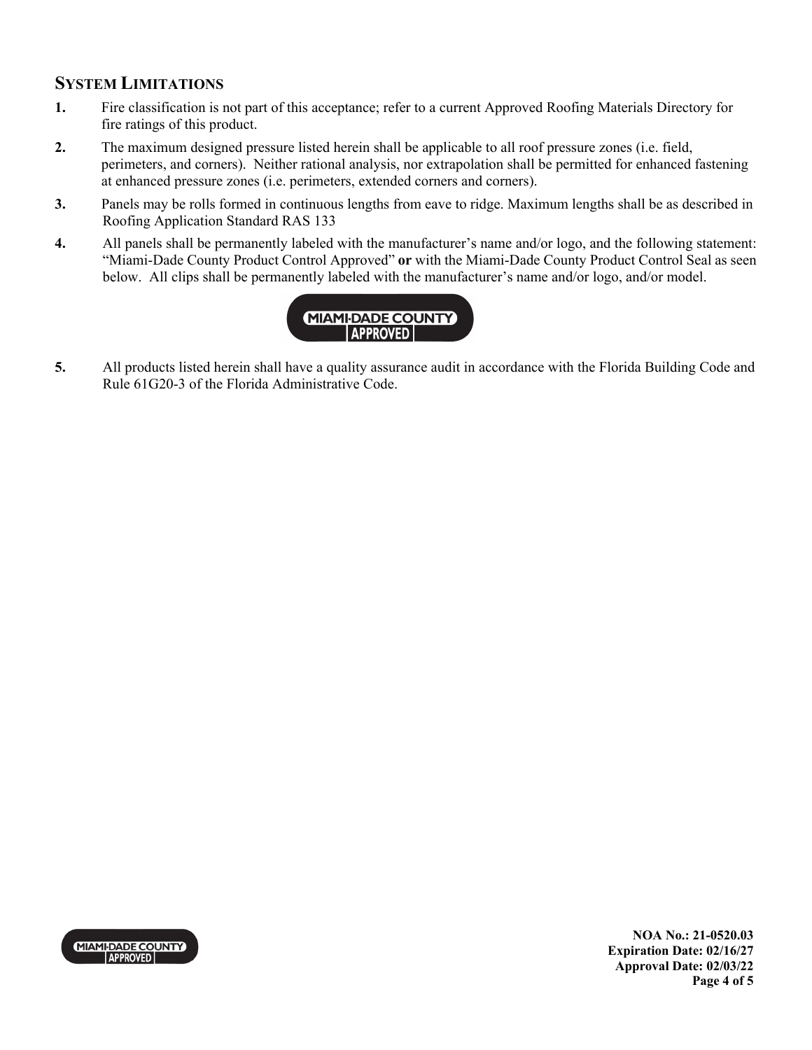## SYSTEM LIMITATIONS

1. Fire classification is not part of this acceptance; refer to a current Approved Roofing Materials Directory for fire ratings of this product.
2. The maximum designed pressure listed herein shall be applicable to all roof pressure zones (i.e. field, perimeters, and corners). Neither rational analysis, nor extrapolation shall be permitted for enhanced fastening at enhanced pressure zones (i.e. perimeters, extended corners and corners).
3. Panels may be rolls formed in continuous lengths from eave to ridge. Maximum lengths shall be as described in Roofing Application Standard RAS 133
4. All panels shall be permanently labeled with the manufacturer's name and/or logo, and the following statement: "Miami-Dade County Product Control Approved" **or** with the Miami-Dade County Product Control Seal as seen below. All clips shall be permanently labeled with the manufacturer's name and/or logo, and/or model.

   MIAMI-DADE COUNTY APPROVED

5. All products listed herein shall have a quality assurance audit in accordance with the Florida Building Code and Rule 61G20-3 of the Florida Administrative Code.

**NOA No.: 21-0520.03**
**Expiration Date: 02/16/27**
**Approval Date: 02/03/22**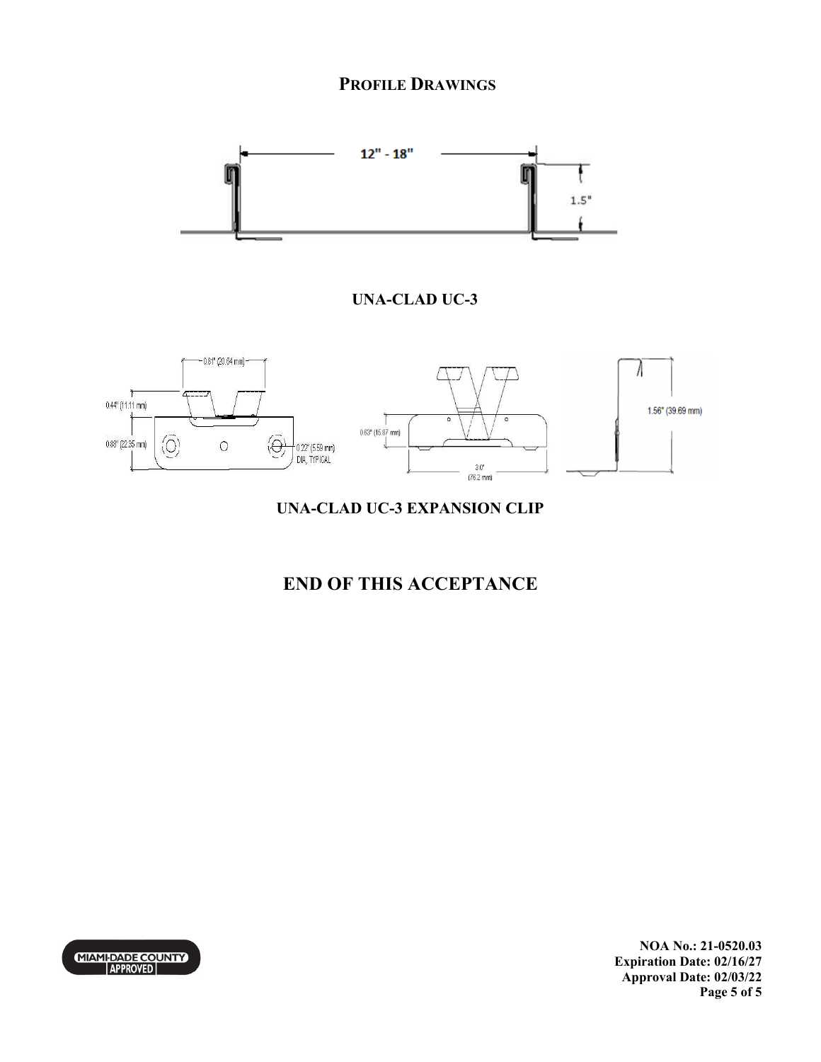## PROFILE DRAWINGS

12" - 18"

1.5"

**UNA-CLAD UC-3**

0.81" (20.64 mm)

0.44" (11.11 mm)

0.88" (22.35 mm)

0.22" (5.59 mm) DIA, TYPICAL

0.63" (15.87 mm)

3.0" (76.2 mm)

1.56" (39.69 mm)

**UNA-CLAD UC-3 EXPANSION CLIP**

# END OF THIS ACCEPTANCE

MIAMI-DADE COUNTY APPROVED

**NOA No.: 21-0520.03**
**Expiration Date: 02/16/27**
**Approval Date: 02/03/22**